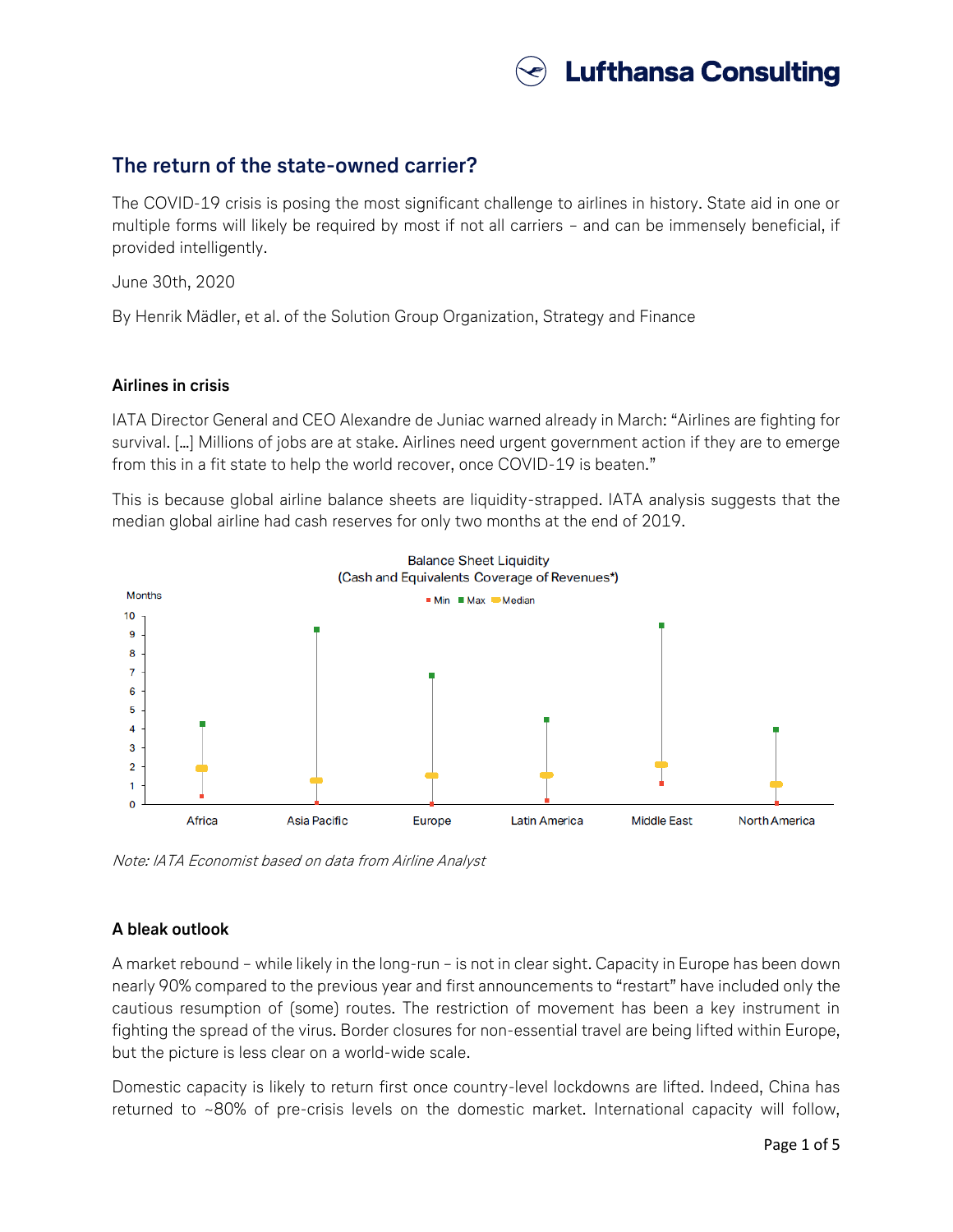# The return of the state-owned carrier?

The COVID-19 crisis is posing the most significant challenge to airlines in history. State aid in one or multiple forms will likely be required by most if not all carriers – and can be immensely beneficial, if provided intelligently.

June 30th, 2020

By Henrik Mädler, et al. of the Solution Group Organization, Strategy and Finance

## Airlines in crisis

IATA Director General and CEO Alexandre de Juniac warned already in March: "Airlines are fighting for survival. [...] Millions of jobs are at stake. Airlines need urgent government action if they are to emerge from this in a fit state to help the world recover, once COVID-19 is beaten."

This is because global airline balance sheets are liquidity-strapped. IATA analysis suggests that the median global airline had cash reserves for only two months at the end of 2019.

Balance Sheet Liquidity
(Cash and Equivalents Coverage of Revenues*)

Months

Min | Max | Median

10, 9, 8, 7, 6, 5, 4, 3, 2, 1, 0

Africa | Asia Pacific | Europe | Latin America | Middle East | North America

*Note: IATA Economist based on data from Airline Analyst*

## A bleak outlook

A market rebound – while likely in the long-run – is not in clear sight. Capacity in Europe has been down nearly 90% compared to the previous year and first announcements to "restart" have included only the cautious resumption of (some) routes. The restriction of movement has been a key instrument in fighting the spread of the virus. Border closures for non-essential travel are being lifted within Europe, but the picture is less clear on a world-wide scale.

Domestic capacity is likely to return first once country-level lockdowns are lifted. Indeed, China has returned to ~80% of pre-crisis levels on the domestic market. International capacity will follow,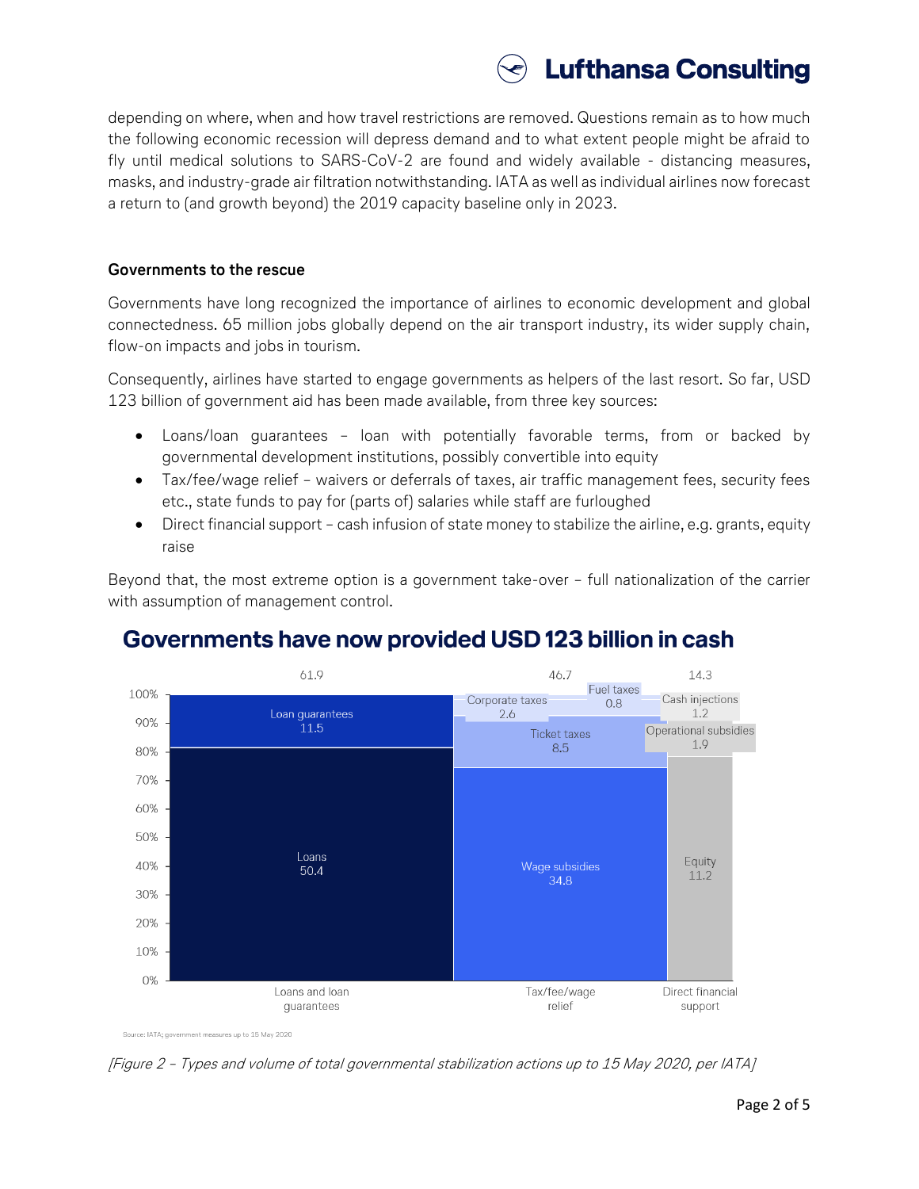depending on where, when and how travel restrictions are removed. Questions remain as to how much the following economic recession will depress demand and to what extent people might be afraid to fly until medical solutions to SARS-CoV-2 are found and widely available - distancing measures, masks, and industry-grade air filtration notwithstanding. IATA as well as individual airlines now forecast a return to (and growth beyond) the 2019 capacity baseline only in 2023.

### Governments to the rescue

Governments have long recognized the importance of airlines to economic development and global connectedness. 65 million jobs globally depend on the air transport industry, its wider supply chain, flow-on impacts and jobs in tourism.

Consequently, airlines have started to engage governments as helpers of the last resort. So far, USD 123 billion of government aid has been made available, from three key sources:

- Loans/loan guarantees – loan with potentially favorable terms, from or backed by governmental development institutions, possibly convertible into equity
- Tax/fee/wage relief – waivers or deferrals of taxes, air traffic management fees, security fees etc., state funds to pay for (parts of) salaries while staff are furloughed
- Direct financial support – cash infusion of state money to stabilize the airline, e.g. grants, equity raise

Beyond that, the most extreme option is a government take-over – full nationalization of the carrier with assumption of management control.

**Governments have now provided USD 123 billion in cash**

| Category | Total | Components |
|---|---|---|
| Loans and loan guarantees | 61.9 | Loans 50.4; Loan guarantees 11.5 |
| Tax/fee/wage relief | 46.7 | Wage subsidies 34.8; Ticket taxes 8.5; Corporate taxes 2.6; Fuel taxes 0.8 |
| Direct financial support | 14.3 | Equity 11.2; Operational subsidies 1.9; Cash injections 1.2 |

Source: IATA; government measures up to 15 May 2020

*[Figure 2 – Types and volume of total governmental stabilization actions up to 15 May 2020, per IATA]*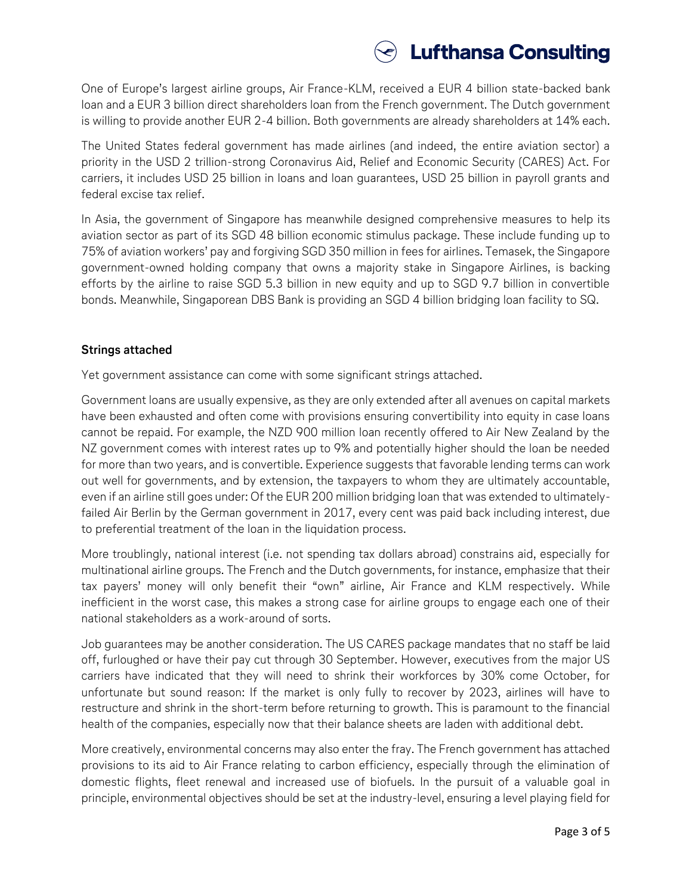One of Europe's largest airline groups, Air France-KLM, received a EUR 4 billion state-backed bank loan and a EUR 3 billion direct shareholders loan from the French government. The Dutch government is willing to provide another EUR 2-4 billion. Both governments are already shareholders at 14% each.

The United States federal government has made airlines (and indeed, the entire aviation sector) a priority in the USD 2 trillion-strong Coronavirus Aid, Relief and Economic Security (CARES) Act. For carriers, it includes USD 25 billion in loans and loan guarantees, USD 25 billion in payroll grants and federal excise tax relief.

In Asia, the government of Singapore has meanwhile designed comprehensive measures to help its aviation sector as part of its SGD 48 billion economic stimulus package. These include funding up to 75% of aviation workers' pay and forgiving SGD 350 million in fees for airlines. Temasek, the Singapore government-owned holding company that owns a majority stake in Singapore Airlines, is backing efforts by the airline to raise SGD 5.3 billion in new equity and up to SGD 9.7 billion in convertible bonds. Meanwhile, Singaporean DBS Bank is providing an SGD 4 billion bridging loan facility to SQ.

**Strings attached**

Yet government assistance can come with some significant strings attached.

Government loans are usually expensive, as they are only extended after all avenues on capital markets have been exhausted and often come with provisions ensuring convertibility into equity in case loans cannot be repaid. For example, the NZD 900 million loan recently offered to Air New Zealand by the NZ government comes with interest rates up to 9% and potentially higher should the loan be needed for more than two years, and is convertible. Experience suggests that favorable lending terms can work out well for governments, and by extension, the taxpayers to whom they are ultimately accountable, even if an airline still goes under: Of the EUR 200 million bridging loan that was extended to ultimately-failed Air Berlin by the German government in 2017, every cent was paid back including interest, due to preferential treatment of the loan in the liquidation process.

More troublingly, national interest (i.e. not spending tax dollars abroad) constrains aid, especially for multinational airline groups. The French and the Dutch governments, for instance, emphasize that their tax payers' money will only benefit their "own" airline, Air France and KLM respectively. While inefficient in the worst case, this makes a strong case for airline groups to engage each one of their national stakeholders as a work-around of sorts.

Job guarantees may be another consideration. The US CARES package mandates that no staff be laid off, furloughed or have their pay cut through 30 September. However, executives from the major US carriers have indicated that they will need to shrink their workforces by 30% come October, for unfortunate but sound reason: If the market is only fully to recover by 2023, airlines will have to restructure and shrink in the short-term before returning to growth. This is paramount to the financial health of the companies, especially now that their balance sheets are laden with additional debt.

More creatively, environmental concerns may also enter the fray. The French government has attached provisions to its aid to Air France relating to carbon efficiency, especially through the elimination of domestic flights, fleet renewal and increased use of biofuels. In the pursuit of a valuable goal in principle, environmental objectives should be set at the industry-level, ensuring a level playing field for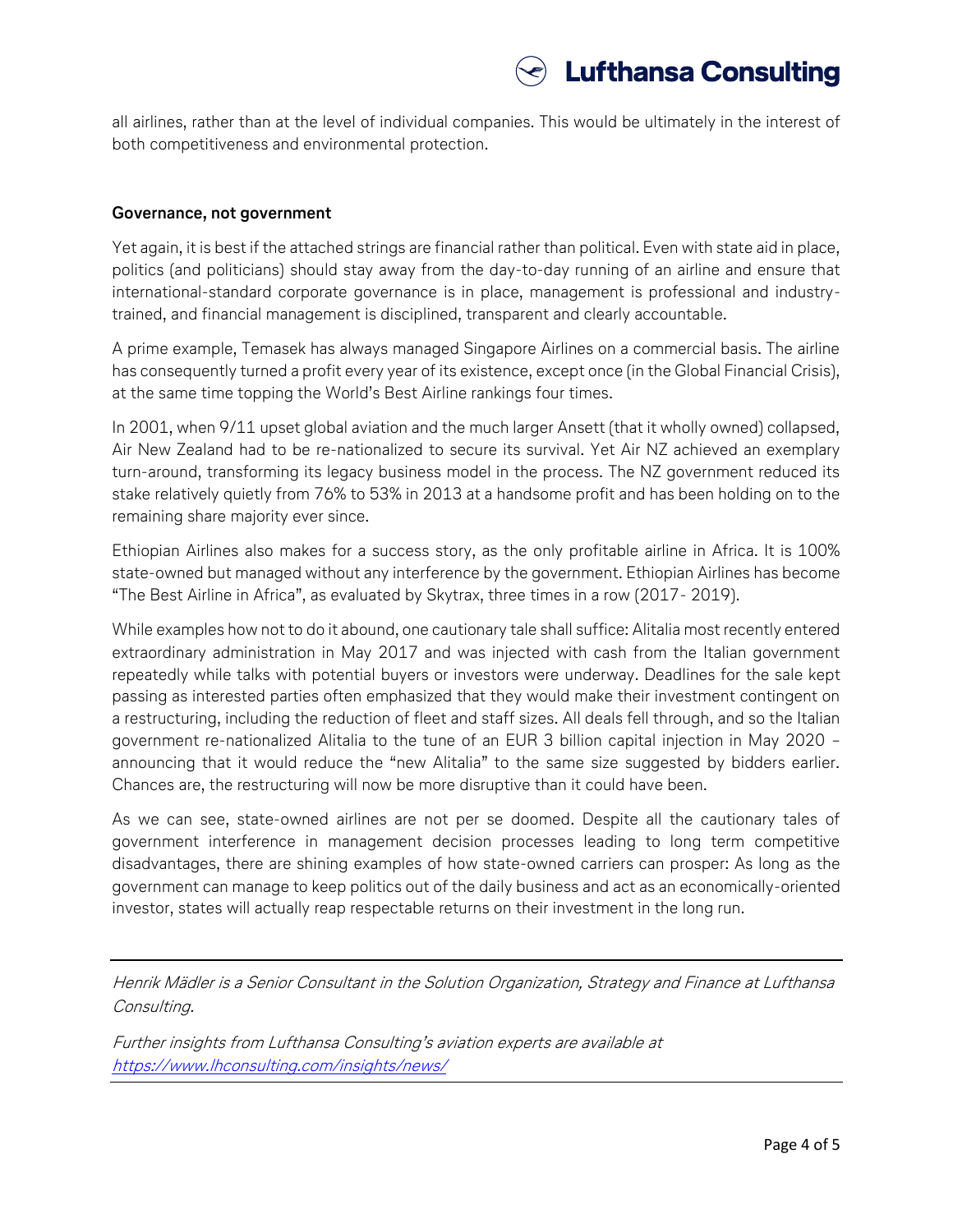all airlines, rather than at the level of individual companies. This would be ultimately in the interest of both competitiveness and environmental protection.

**Governance, not government**

Yet again, it is best if the attached strings are financial rather than political. Even with state aid in place, politics (and politicians) should stay away from the day-to-day running of an airline and ensure that international-standard corporate governance is in place, management is professional and industry-trained, and financial management is disciplined, transparent and clearly accountable.

A prime example, Temasek has always managed Singapore Airlines on a commercial basis. The airline has consequently turned a profit every year of its existence, except once (in the Global Financial Crisis), at the same time topping the World's Best Airline rankings four times.

In 2001, when 9/11 upset global aviation and the much larger Ansett (that it wholly owned) collapsed, Air New Zealand had to be re-nationalized to secure its survival. Yet Air NZ achieved an exemplary turn-around, transforming its legacy business model in the process. The NZ government reduced its stake relatively quietly from 76% to 53% in 2013 at a handsome profit and has been holding on to the remaining share majority ever since.

Ethiopian Airlines also makes for a success story, as the only profitable airline in Africa. It is 100% state-owned but managed without any interference by the government. Ethiopian Airlines has become "The Best Airline in Africa", as evaluated by Skytrax, three times in a row (2017- 2019).

While examples how not to do it abound, one cautionary tale shall suffice: Alitalia most recently entered extraordinary administration in May 2017 and was injected with cash from the Italian government repeatedly while talks with potential buyers or investors were underway. Deadlines for the sale kept passing as interested parties often emphasized that they would make their investment contingent on a restructuring, including the reduction of fleet and staff sizes. All deals fell through, and so the Italian government re-nationalized Alitalia to the tune of an EUR 3 billion capital injection in May 2020 – announcing that it would reduce the "new Alitalia" to the same size suggested by bidders earlier. Chances are, the restructuring will now be more disruptive than it could have been.

As we can see, state-owned airlines are not per se doomed. Despite all the cautionary tales of government interference in management decision processes leading to long term competitive disadvantages, there are shining examples of how state-owned carriers can prosper: As long as the government can manage to keep politics out of the daily business and act as an economically-oriented investor, states will actually reap respectable returns on their investment in the long run.

---

*Henrik Mädler is a Senior Consultant in the Solution Organization, Strategy and Finance at Lufthansa Consulting.*

*Further insights from Lufthansa Consulting's aviation experts are available at* [*https://www.lhconsulting.com/insights/news/*](https://www.lhconsulting.com/insights/news/)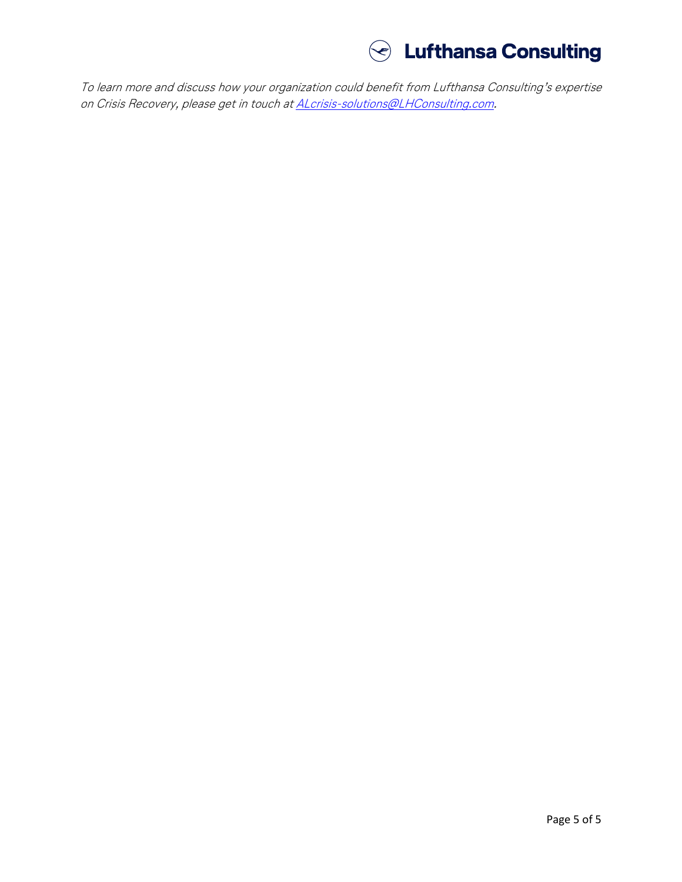*To learn more and discuss how your organization could benefit from Lufthansa Consulting's expertise on Crisis Recovery, please get in touch at [ALcrisis-solutions@LHConsulting.com](mailto:ALcrisis-solutions@LHConsulting.com).*